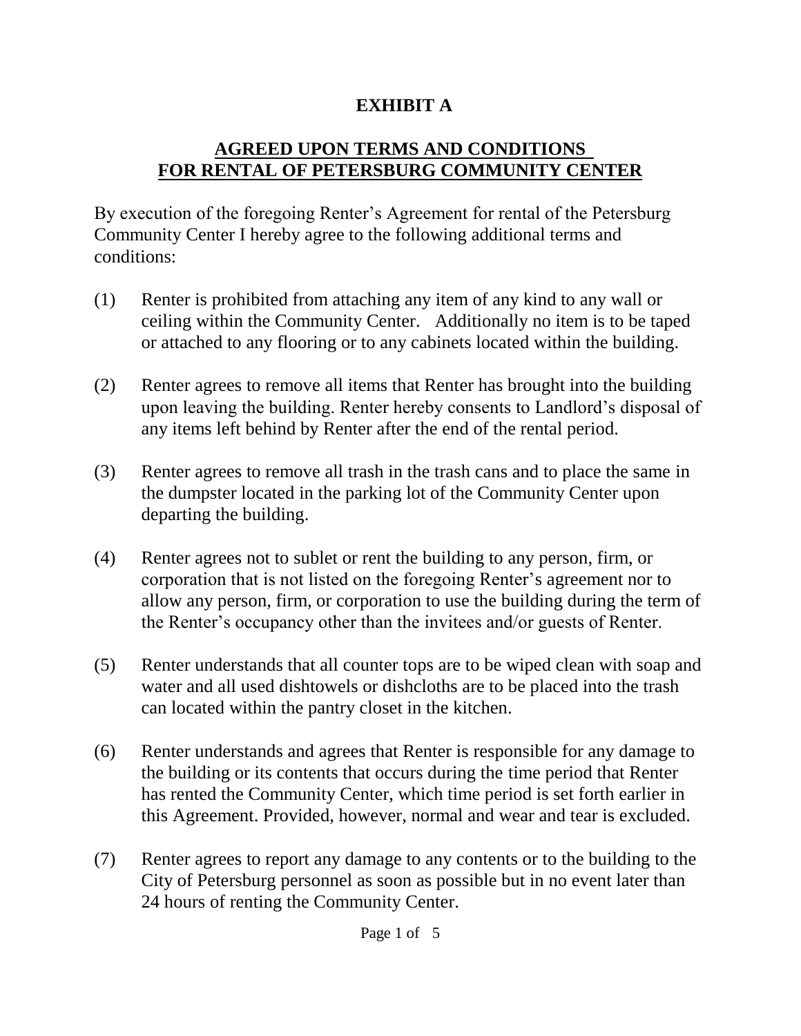# EXHIBIT A

## AGREED UPON TERMS AND CONDITIONS FOR RENTAL OF PETERSBURG COMMUNITY CENTER

By execution of the foregoing Renter's Agreement for rental of the Petersburg Community Center I hereby agree to the following additional terms and conditions:

(1) Renter is prohibited from attaching any item of any kind to any wall or ceiling within the Community Center. Additionally no item is to be taped or attached to any flooring or to any cabinets located within the building.

(2) Renter agrees to remove all items that Renter has brought into the building upon leaving the building. Renter hereby consents to Landlord's disposal of any items left behind by Renter after the end of the rental period.

(3) Renter agrees to remove all trash in the trash cans and to place the same in the dumpster located in the parking lot of the Community Center upon departing the building.

(4) Renter agrees not to sublet or rent the building to any person, firm, or corporation that is not listed on the foregoing Renter's agreement nor to allow any person, firm, or corporation to use the building during the term of the Renter's occupancy other than the invitees and/or guests of Renter.

(5) Renter understands that all counter tops are to be wiped clean with soap and water and all used dishtowels or dishcloths are to be placed into the trash can located within the pantry closet in the kitchen.

(6) Renter understands and agrees that Renter is responsible for any damage to the building or its contents that occurs during the time period that Renter has rented the Community Center, which time period is set forth earlier in this Agreement. Provided, however, normal and wear and tear is excluded.

(7) Renter agrees to report any damage to any contents or to the building to the City of Petersburg personnel as soon as possible but in no event later than 24 hours of renting the Community Center.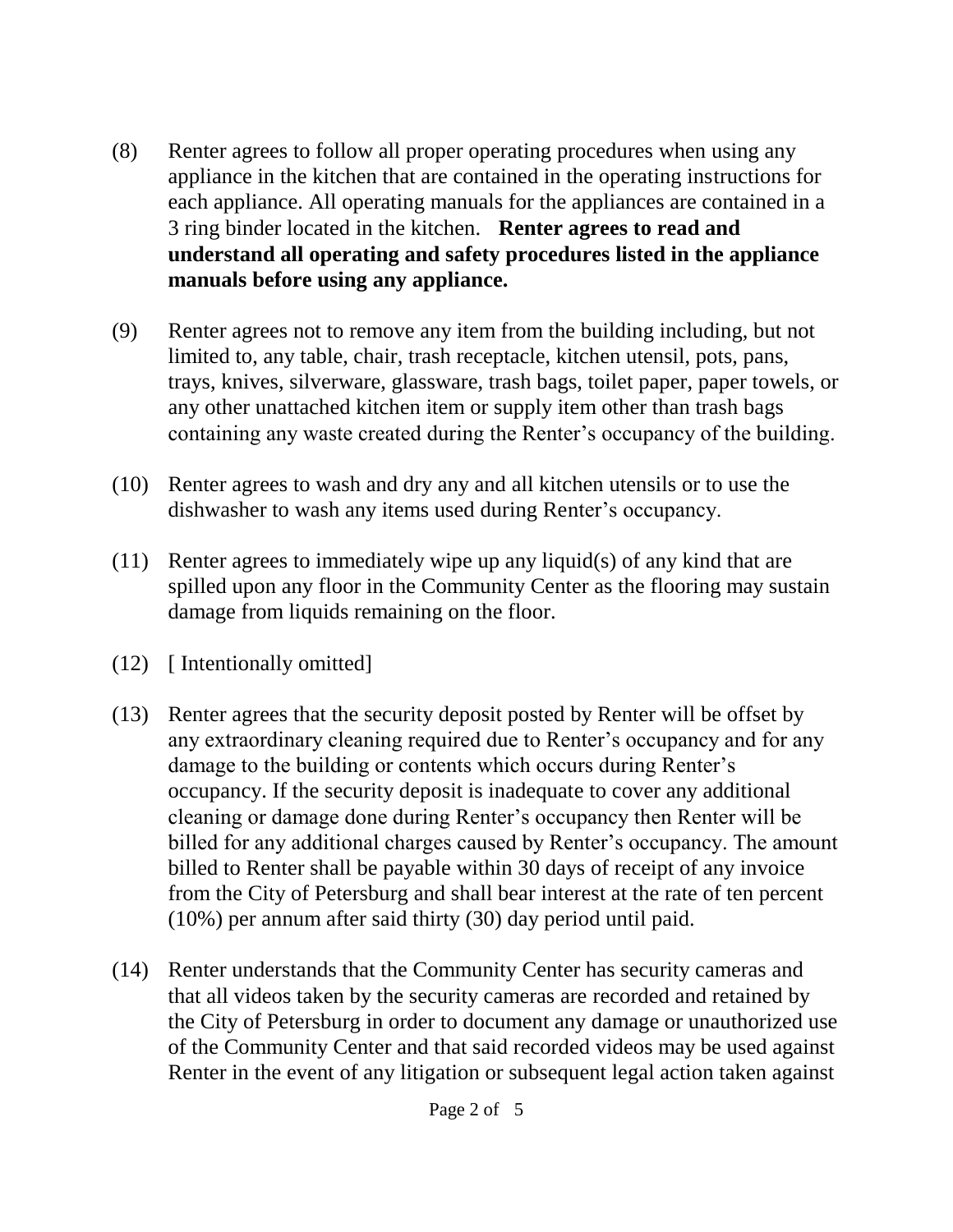(8) Renter agrees to follow all proper operating procedures when using any appliance in the kitchen that are contained in the operating instructions for each appliance. All operating manuals for the appliances are contained in a 3 ring binder located in the kitchen. **Renter agrees to read and understand all operating and safety procedures listed in the appliance manuals before using any appliance.**

(9) Renter agrees not to remove any item from the building including, but not limited to, any table, chair, trash receptacle, kitchen utensil, pots, pans, trays, knives, silverware, glassware, trash bags, toilet paper, paper towels, or any other unattached kitchen item or supply item other than trash bags containing any waste created during the Renter's occupancy of the building.

(10) Renter agrees to wash and dry any and all kitchen utensils or to use the dishwasher to wash any items used during Renter's occupancy.

(11) Renter agrees to immediately wipe up any liquid(s) of any kind that are spilled upon any floor in the Community Center as the flooring may sustain damage from liquids remaining on the floor.

(12) [ Intentionally omitted]

(13) Renter agrees that the security deposit posted by Renter will be offset by any extraordinary cleaning required due to Renter's occupancy and for any damage to the building or contents which occurs during Renter's occupancy. If the security deposit is inadequate to cover any additional cleaning or damage done during Renter's occupancy then Renter will be billed for any additional charges caused by Renter's occupancy. The amount billed to Renter shall be payable within 30 days of receipt of any invoice from the City of Petersburg and shall bear interest at the rate of ten percent (10%) per annum after said thirty (30) day period until paid.

(14) Renter understands that the Community Center has security cameras and that all videos taken by the security cameras are recorded and retained by the City of Petersburg in order to document any damage or unauthorized use of the Community Center and that said recorded videos may be used against Renter in the event of any litigation or subsequent legal action taken against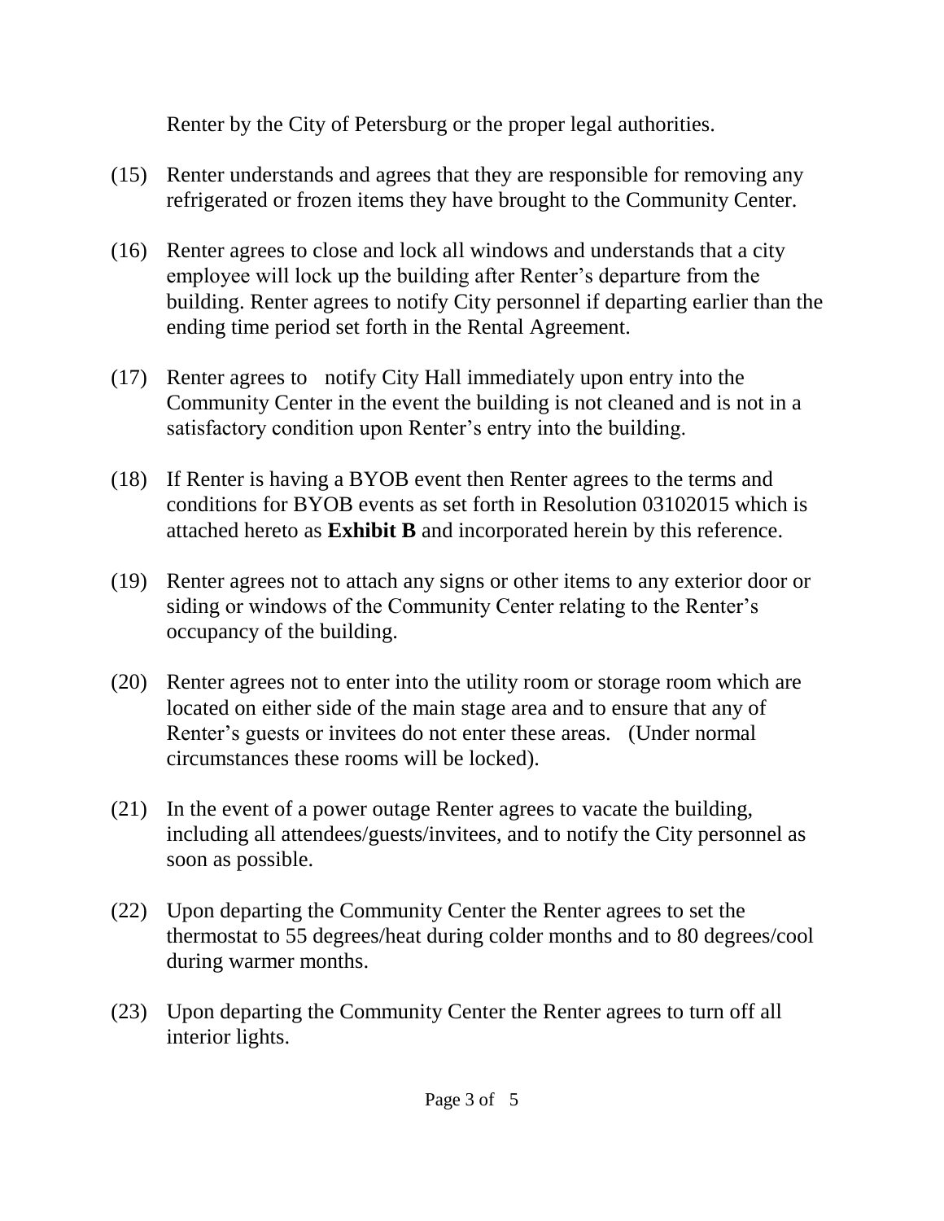Renter by the City of Petersburg or the proper legal authorities.

(15) Renter understands and agrees that they are responsible for removing any refrigerated or frozen items they have brought to the Community Center.

(16) Renter agrees to close and lock all windows and understands that a city employee will lock up the building after Renter's departure from the building. Renter agrees to notify City personnel if departing earlier than the ending time period set forth in the Rental Agreement.

(17) Renter agrees to notify City Hall immediately upon entry into the Community Center in the event the building is not cleaned and is not in a satisfactory condition upon Renter's entry into the building.

(18) If Renter is having a BYOB event then Renter agrees to the terms and conditions for BYOB events as set forth in Resolution 03102015 which is attached hereto as **Exhibit B** and incorporated herein by this reference.

(19) Renter agrees not to attach any signs or other items to any exterior door or siding or windows of the Community Center relating to the Renter's occupancy of the building.

(20) Renter agrees not to enter into the utility room or storage room which are located on either side of the main stage area and to ensure that any of Renter's guests or invitees do not enter these areas. (Under normal circumstances these rooms will be locked).

(21) In the event of a power outage Renter agrees to vacate the building, including all attendees/guests/invitees, and to notify the City personnel as soon as possible.

(22) Upon departing the Community Center the Renter agrees to set the thermostat to 55 degrees/heat during colder months and to 80 degrees/cool during warmer months.

(23) Upon departing the Community Center the Renter agrees to turn off all interior lights.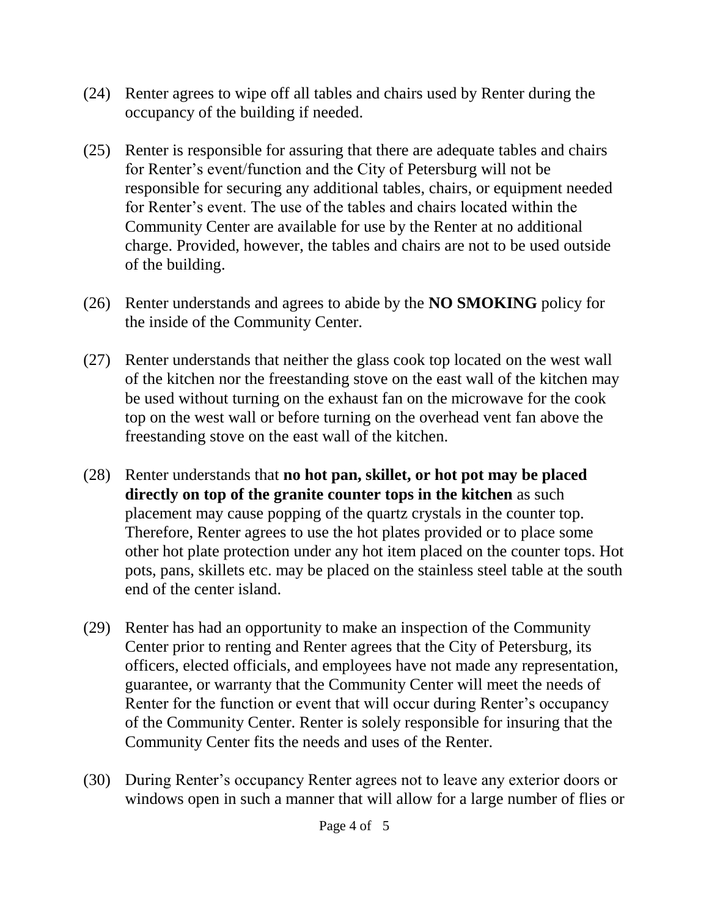(24) Renter agrees to wipe off all tables and chairs used by Renter during the occupancy of the building if needed.

(25) Renter is responsible for assuring that there are adequate tables and chairs for Renter's event/function and the City of Petersburg will not be responsible for securing any additional tables, chairs, or equipment needed for Renter's event. The use of the tables and chairs located within the Community Center are available for use by the Renter at no additional charge. Provided, however, the tables and chairs are not to be used outside of the building.

(26) Renter understands and agrees to abide by the **NO SMOKING** policy for the inside of the Community Center.

(27) Renter understands that neither the glass cook top located on the west wall of the kitchen nor the freestanding stove on the east wall of the kitchen may be used without turning on the exhaust fan on the microwave for the cook top on the west wall or before turning on the overhead vent fan above the freestanding stove on the east wall of the kitchen.

(28) Renter understands that **no hot pan, skillet, or hot pot may be placed directly on top of the granite counter tops in the kitchen** as such placement may cause popping of the quartz crystals in the counter top. Therefore, Renter agrees to use the hot plates provided or to place some other hot plate protection under any hot item placed on the counter tops. Hot pots, pans, skillets etc. may be placed on the stainless steel table at the south end of the center island.

(29) Renter has had an opportunity to make an inspection of the Community Center prior to renting and Renter agrees that the City of Petersburg, its officers, elected officials, and employees have not made any representation, guarantee, or warranty that the Community Center will meet the needs of Renter for the function or event that will occur during Renter's occupancy of the Community Center. Renter is solely responsible for insuring that the Community Center fits the needs and uses of the Renter.

(30) During Renter's occupancy Renter agrees not to leave any exterior doors or windows open in such a manner that will allow for a large number of flies or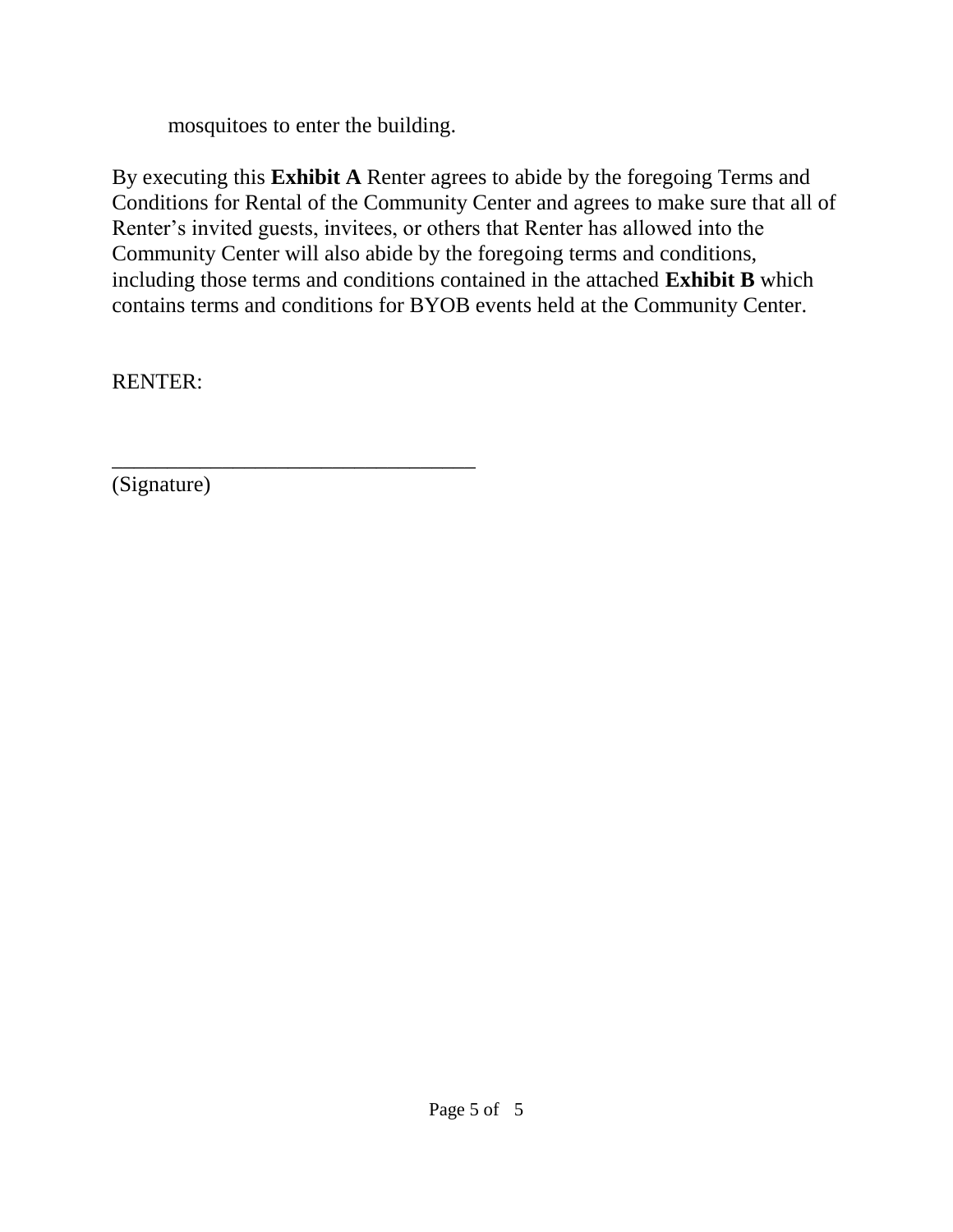mosquitoes to enter the building.

By executing this **Exhibit A** Renter agrees to abide by the foregoing Terms and Conditions for Rental of the Community Center and agrees to make sure that all of Renter's invited guests, invitees, or others that Renter has allowed into the Community Center will also abide by the foregoing terms and conditions, including those terms and conditions contained in the attached **Exhibit B** which contains terms and conditions for BYOB events held at the Community Center.

RENTER:

___________________________________
(Signature)